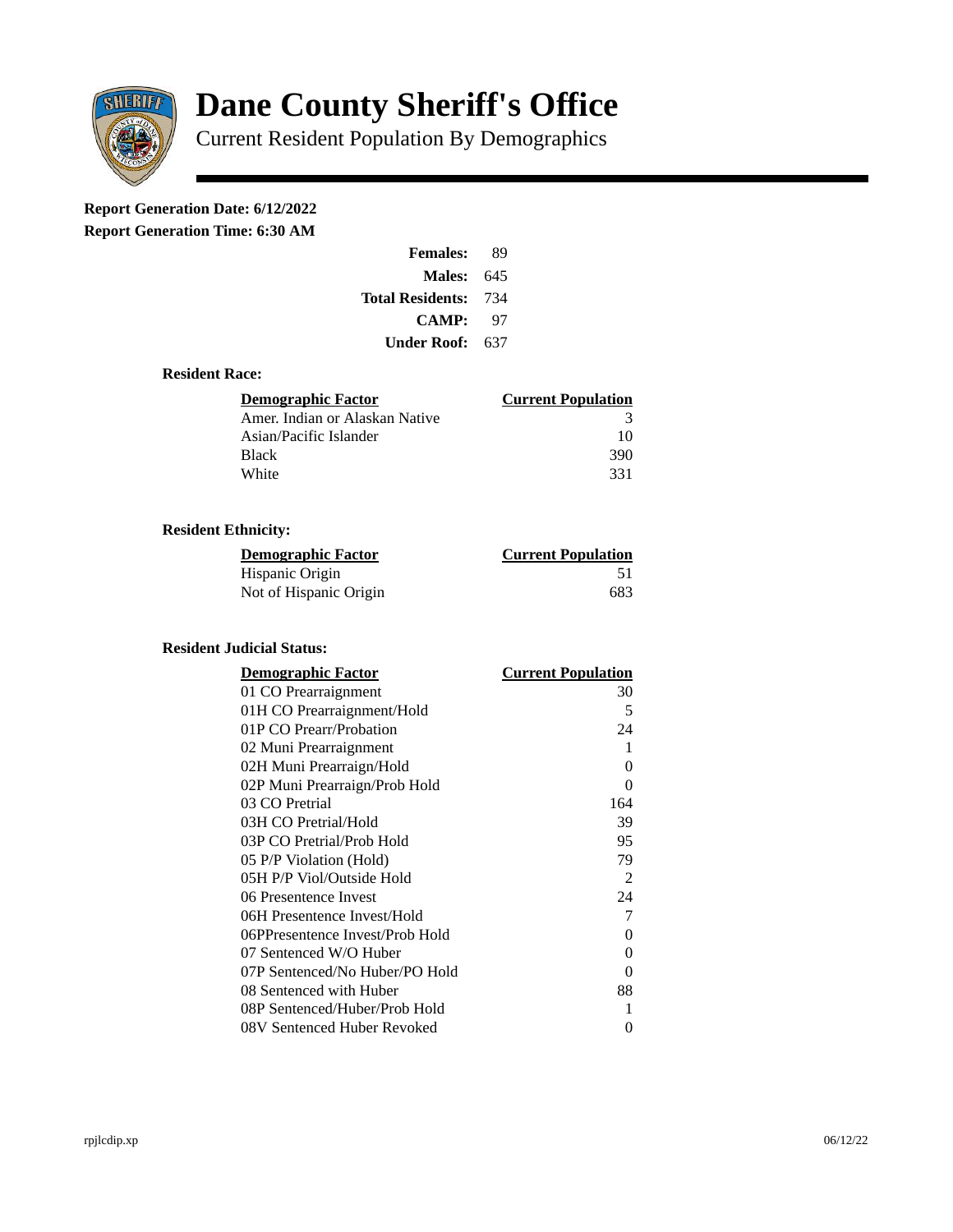# Dane County Sheriff's Office

Current Resident Population By Demographics

**Report Generation Date: 6/12/2022**
**Report Generation Time: 6:30 AM**

| | |
|---|---|
| **Females:** | 89 |
| **Males:** | 645 |
| **Total Residents:** | 734 |
| **CAMP:** | 97 |
| **Under Roof:** | 637 |

### Resident Race:

| Demographic Factor | Current Population |
|---|---|
| Amer. Indian or Alaskan Native | 3 |
| Asian/Pacific Islander | 10 |
| Black | 390 |
| White | 331 |

### Resident Ethnicity:

| Demographic Factor | Current Population |
|---|---|
| Hispanic Origin | 51 |
| Not of Hispanic Origin | 683 |

### Resident Judicial Status:

| Demographic Factor | Current Population |
|---|---|
| 01 CO Prearraignment | 30 |
| 01H CO Prearraignment/Hold | 5 |
| 01P CO Prearr/Probation | 24 |
| 02 Muni Prearraignment | 1 |
| 02H Muni Prearraign/Hold | 0 |
| 02P Muni Prearraign/Prob Hold | 0 |
| 03 CO Pretrial | 164 |
| 03H CO Pretrial/Hold | 39 |
| 03P CO Pretrial/Prob Hold | 95 |
| 05 P/P Violation (Hold) | 79 |
| 05H P/P Viol/Outside Hold | 2 |
| 06 Presentence Invest | 24 |
| 06H Presentence Invest/Hold | 7 |
| 06PPresentence Invest/Prob Hold | 0 |
| 07 Sentenced W/O Huber | 0 |
| 07P Sentenced/No Huber/PO Hold | 0 |
| 08 Sentenced with Huber | 88 |
| 08P Sentenced/Huber/Prob Hold | 1 |
| 08V Sentenced Huber Revoked | 0 |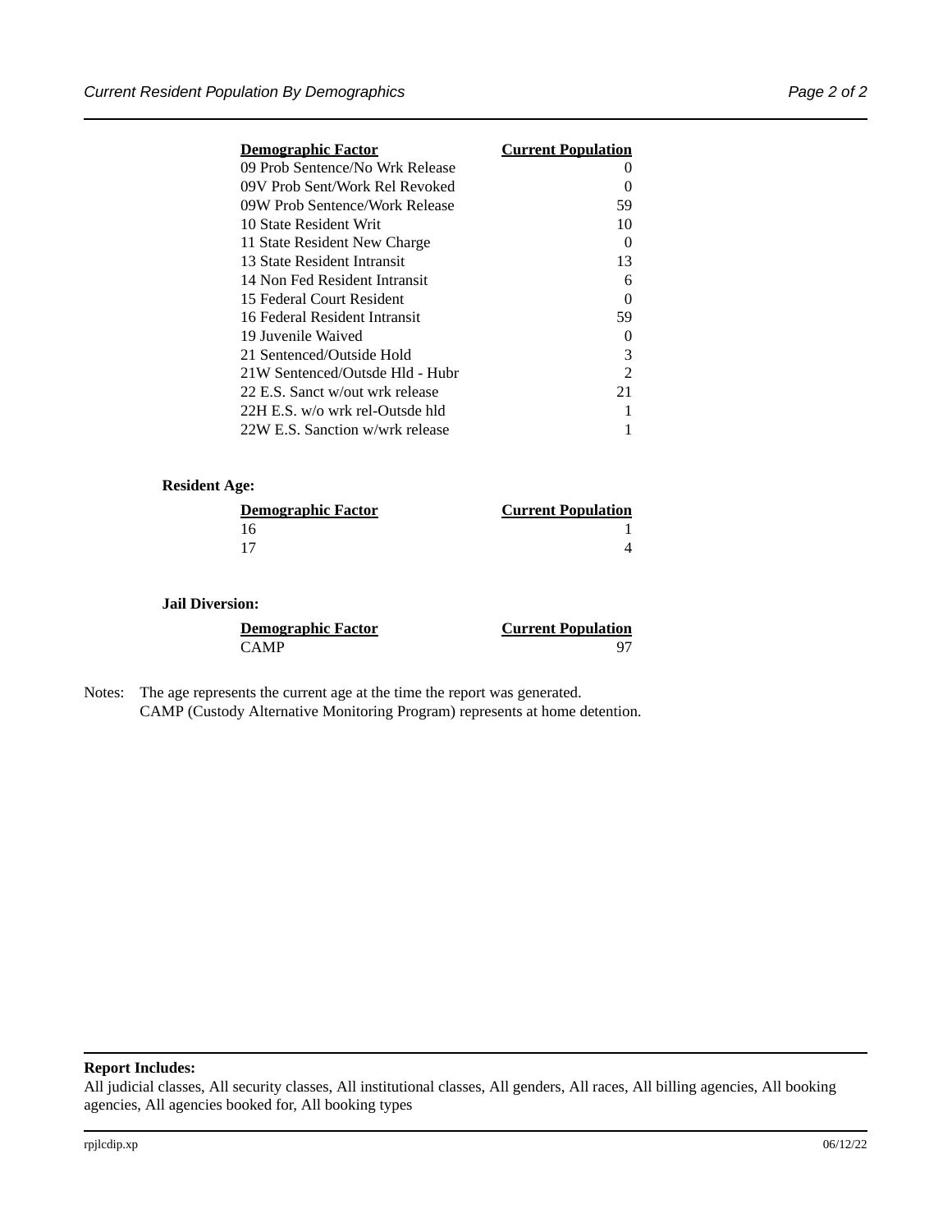| Demographic Factor | Current Population |
| --- | --- |
| 09 Prob Sentence/No Wrk Release | 0 |
| 09V Prob Sent/Work Rel Revoked | 0 |
| 09W Prob Sentence/Work Release | 59 |
| 10 State Resident Writ | 10 |
| 11 State Resident New Charge | 0 |
| 13 State Resident Intransit | 13 |
| 14 Non Fed Resident Intransit | 6 |
| 15 Federal Court Resident | 0 |
| 16 Federal Resident Intransit | 59 |
| 19 Juvenile Waived | 0 |
| 21 Sentenced/Outside Hold | 3 |
| 21W Sentenced/Outsde Hld - Hubr | 2 |
| 22 E.S. Sanct w/out wrk release | 21 |
| 22H E.S. w/o wrk rel-Outsde hld | 1 |
| 22W E.S. Sanction w/wrk release | 1 |

**Resident Age:**

| Demographic Factor | Current Population |
| --- | --- |
| 16 | 1 |
| 17 | 4 |

**Jail Diversion:**

| Demographic Factor | Current Population |
| --- | --- |
| CAMP | 97 |

Notes: The age represents the current age at the time the report was generated.
CAMP (Custody Alternative Monitoring Program) represents at home detention.

**Report Includes:**

All judicial classes, All security classes, All institutional classes, All genders, All races, All billing agencies, All booking agencies, All agencies booked for, All booking types

rpjlcdip.xp 06/12/22